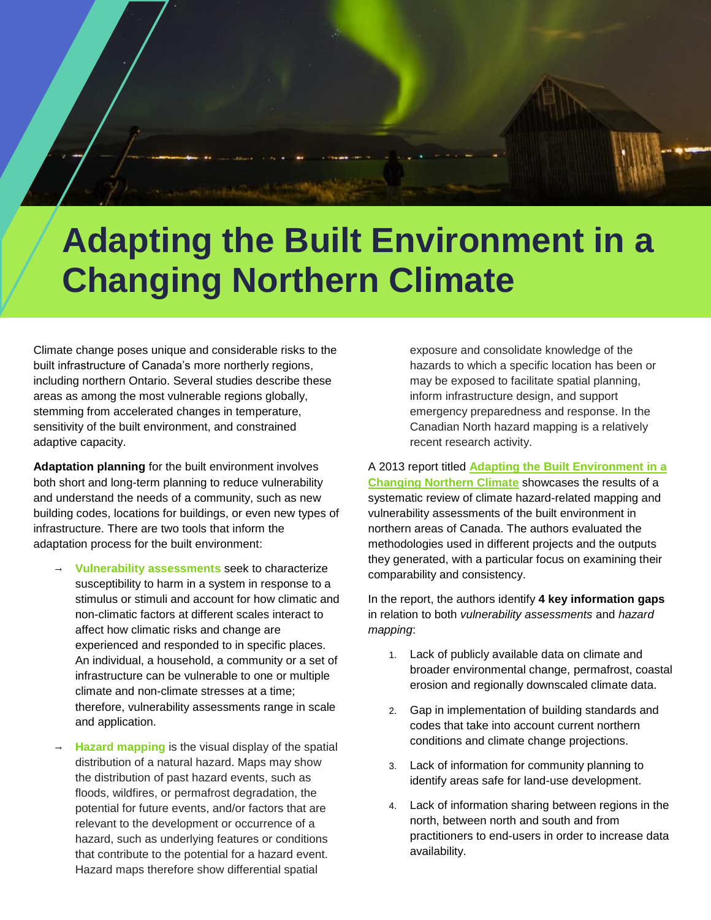# Adapting the Built Environment in a Changing Northern Climate

Climate change poses unique and considerable risks to the built infrastructure of Canada's more northerly regions, including northern Ontario. Several studies describe these areas as among the most vulnerable regions globally, stemming from accelerated changes in temperature, sensitivity of the built environment, and constrained adaptive capacity.

**Adaptation planning** for the built environment involves both short and long-term planning to reduce vulnerability and understand the needs of a community, such as new building codes, locations for buildings, or even new types of infrastructure. There are two tools that inform the adaptation process for the built environment:

- **Vulnerability assessments** seek to characterize susceptibility to harm in a system in response to a stimulus or stimuli and account for how climatic and non-climatic factors at different scales interact to affect how climatic risks and change are experienced and responded to in specific places. An individual, a household, a community or a set of infrastructure can be vulnerable to one or multiple climate and non-climate stresses at a time; therefore, vulnerability assessments range in scale and application.
- **Hazard mapping** is the visual display of the spatial distribution of a natural hazard. Maps may show the distribution of past hazard events, such as floods, wildfires, or permafrost degradation, the potential for future events, and/or factors that are relevant to the development or occurrence of a hazard, such as underlying features or conditions that contribute to the potential for a hazard event. Hazard maps therefore show differential spatial exposure and consolidate knowledge of the hazards to which a specific location has been or may be exposed to facilitate spatial planning, inform infrastructure design, and support emergency preparedness and response. In the Canadian North hazard mapping is a relatively recent research activity.

A 2013 report titled **Adapting the Built Environment in a Changing Northern Climate** showcases the results of a systematic review of climate hazard-related mapping and vulnerability assessments of the built environment in northern areas of Canada. The authors evaluated the methodologies used in different projects and the outputs they generated, with a particular focus on examining their comparability and consistency.

In the report, the authors identify **4 key information gaps** in relation to both *vulnerability assessments* and *hazard mapping*:

1. Lack of publicly available data on climate and broader environmental change, permafrost, coastal erosion and regionally downscaled climate data.
2. Gap in implementation of building standards and codes that take into account current northern conditions and climate change projections.
3. Lack of information for community planning to identify areas safe for land-use development.
4. Lack of information sharing between regions in the north, between north and south and from practitioners to end-users in order to increase data availability.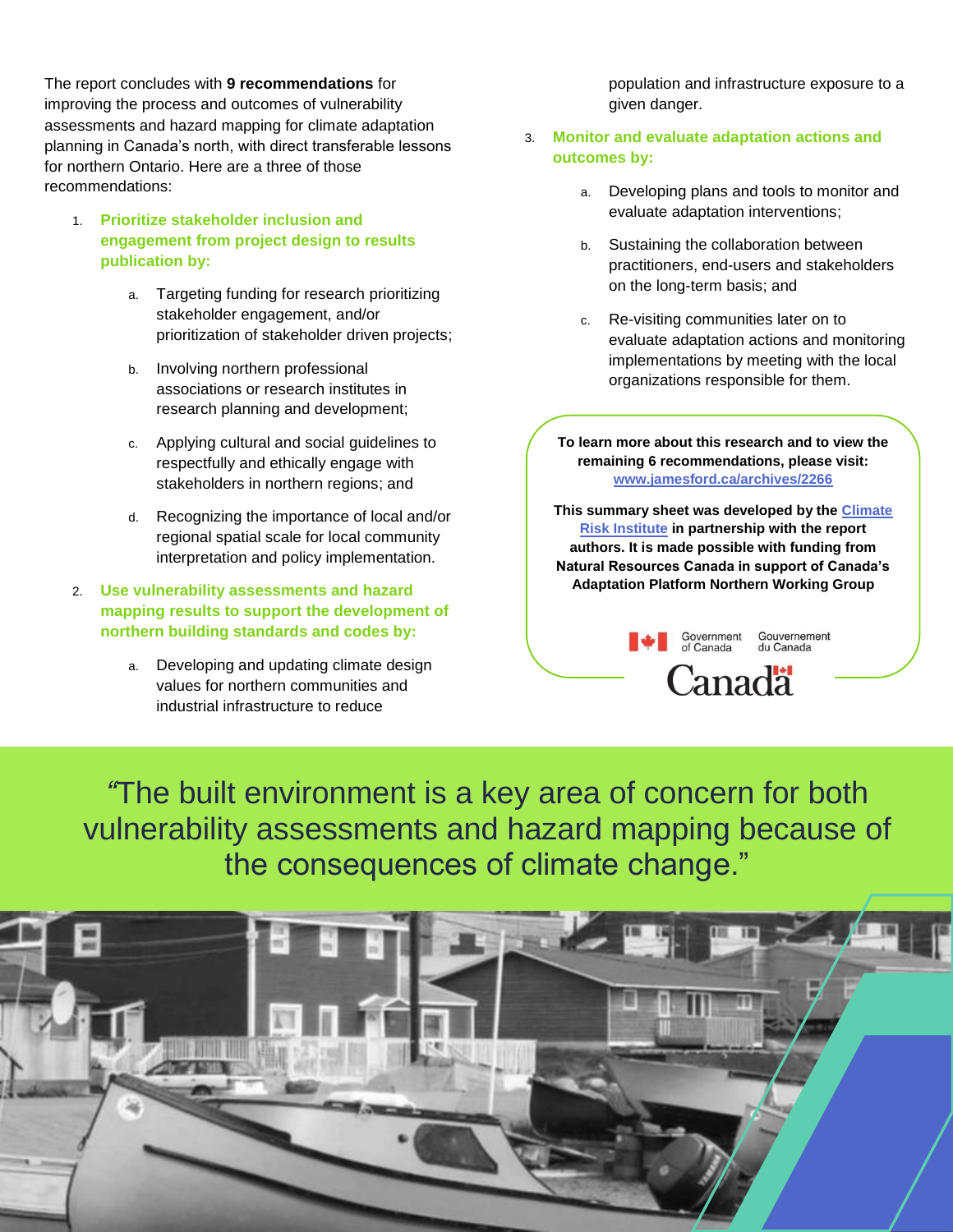The report concludes with **9 recommendations** for improving the process and outcomes of vulnerability assessments and hazard mapping for climate adaptation planning in Canada's north, with direct transferable lessons for northern Ontario. Here are a three of those recommendations:

1. **Prioritize stakeholder inclusion and engagement from project design to results publication by:**
   a. Targeting funding for research prioritizing stakeholder engagement, and/or prioritization of stakeholder driven projects;
   b. Involving northern professional associations or research institutes in research planning and development;
   c. Applying cultural and social guidelines to respectfully and ethically engage with stakeholders in northern regions; and
   d. Recognizing the importance of local and/or regional spatial scale for local community interpretation and policy implementation.

2. **Use vulnerability assessments and hazard mapping results to support the development of northern building standards and codes by:**
   a. Developing and updating climate design values for northern communities and industrial infrastructure to reduce population and infrastructure exposure to a given danger.

3. **Monitor and evaluate adaptation actions and outcomes by:**
   a. Developing plans and tools to monitor and evaluate adaptation interventions;
   b. Sustaining the collaboration between practitioners, end-users and stakeholders on the long-term basis; and
   c. Re-visiting communities later on to evaluate adaptation actions and monitoring implementations by meeting with the local organizations responsible for them.

**To learn more about this research and to view the remaining 6 recommendations, please visit:** **[www.jamesford.ca/archives/2266](www.jamesford.ca/archives/2266)**

**This summary sheet was developed by the [Climate Risk Institute] in partnership with the report authors. It is made possible with funding from Natural Resources Canada in support of Canada's Adaptation Platform Northern Working Group**

Government of Canada Gouvernement du Canada

Canada

"The built environment is a key area of concern for both vulnerability assessments and hazard mapping because of the consequences of climate change."